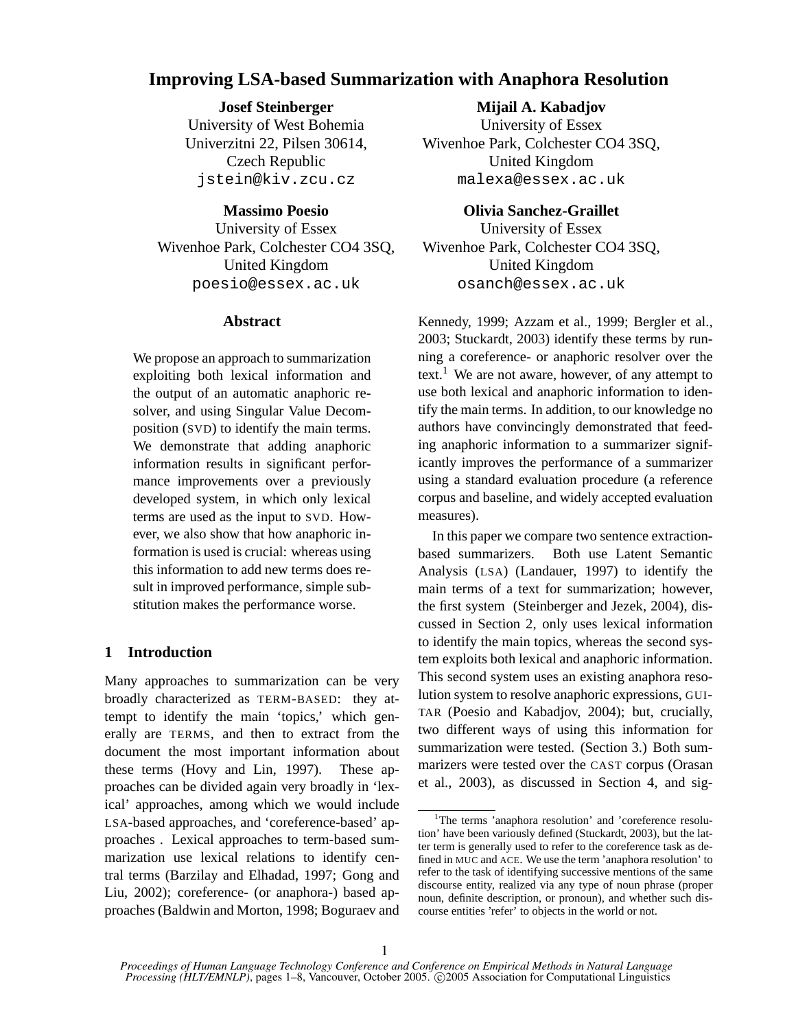# Improving LSA-based Summarization with Anaphora Resolution

**Josef Steinberger**
University of West Bohemia
Univerzitni 22, Pilsen 30614,
Czech Republic
jstein@kiv.zcu.cz

**Mijail A. Kabadjov**
University of Essex
Wivenhoe Park, Colchester CO4 3SQ,
United Kingdom
malexa@essex.ac.uk

**Massimo Poesio**
University of Essex
Wivenhoe Park, Colchester CO4 3SQ,
United Kingdom
poesio@essex.ac.uk

**Olivia Sanchez-Graillet**
University of Essex
Wivenhoe Park, Colchester CO4 3SQ,
United Kingdom
osanch@essex.ac.uk

## Abstract

We propose an approach to summarization exploiting both lexical information and the output of an automatic anaphoric resolver, and using Singular Value Decomposition (SVD) to identify the main terms. We demonstrate that adding anaphoric information results in significant performance improvements over a previously developed system, in which only lexical terms are used as the input to SVD. However, we also show that how anaphoric information is used is crucial: whereas using this information to add new terms does result in improved performance, simple substitution makes the performance worse.

## 1 Introduction

Many approaches to summarization can be very broadly characterized as TERM-BASED: they attempt to identify the main 'topics,' which generally are TERMS, and then to extract from the document the most important information about these terms (Hovy and Lin, 1997). These approaches can be divided again very broadly in 'lexical' approaches, among which we would include LSA-based approaches, and 'coreference-based' approaches . Lexical approaches to term-based summarization use lexical relations to identify central terms (Barzilay and Elhadad, 1997; Gong and Liu, 2002); coreference- (or anaphora-) based approaches (Baldwin and Morton, 1998; Boguraev and Kennedy, 1999; Azzam et al., 1999; Bergler et al., 2003; Stuckardt, 2003) identify these terms by running a coreference- or anaphoric resolver over the text.[1] We are not aware, however, of any attempt to use both lexical and anaphoric information to identify the main terms. In addition, to our knowledge no authors have convincingly demonstrated that feeding anaphoric information to a summarizer significantly improves the performance of a summarizer using a standard evaluation procedure (a reference corpus and baseline, and widely accepted evaluation measures).

In this paper we compare two sentence extraction-based summarizers. Both use Latent Semantic Analysis (LSA) (Landauer, 1997) to identify the main terms of a text for summarization; however, the first system (Steinberger and Jezek, 2004), discussed in Section 2, only uses lexical information to identify the main topics, whereas the second system exploits both lexical and anaphoric information. This second system uses an existing anaphora resolution system to resolve anaphoric expressions, GUITAR (Poesio and Kabadjov, 2004); but, crucially, two different ways of using this information for summarization were tested. (Section 3.) Both summarizers were tested over the CAST corpus (Orasan et al., 2003), as discussed in Section 4, and sig-

[1] The terms 'anaphora resolution' and 'coreference resolution' have been variously defined (Stuckardt, 2003), but the latter term is generally used to refer to the coreference task as defined in MUC and ACE. We use the term 'anaphora resolution' to refer to the task of identifying successive mentions of the same discourse entity, realized via any type of noun phrase (proper noun, definite description, or pronoun), and whether such discourse entities 'refer' to objects in the world or not.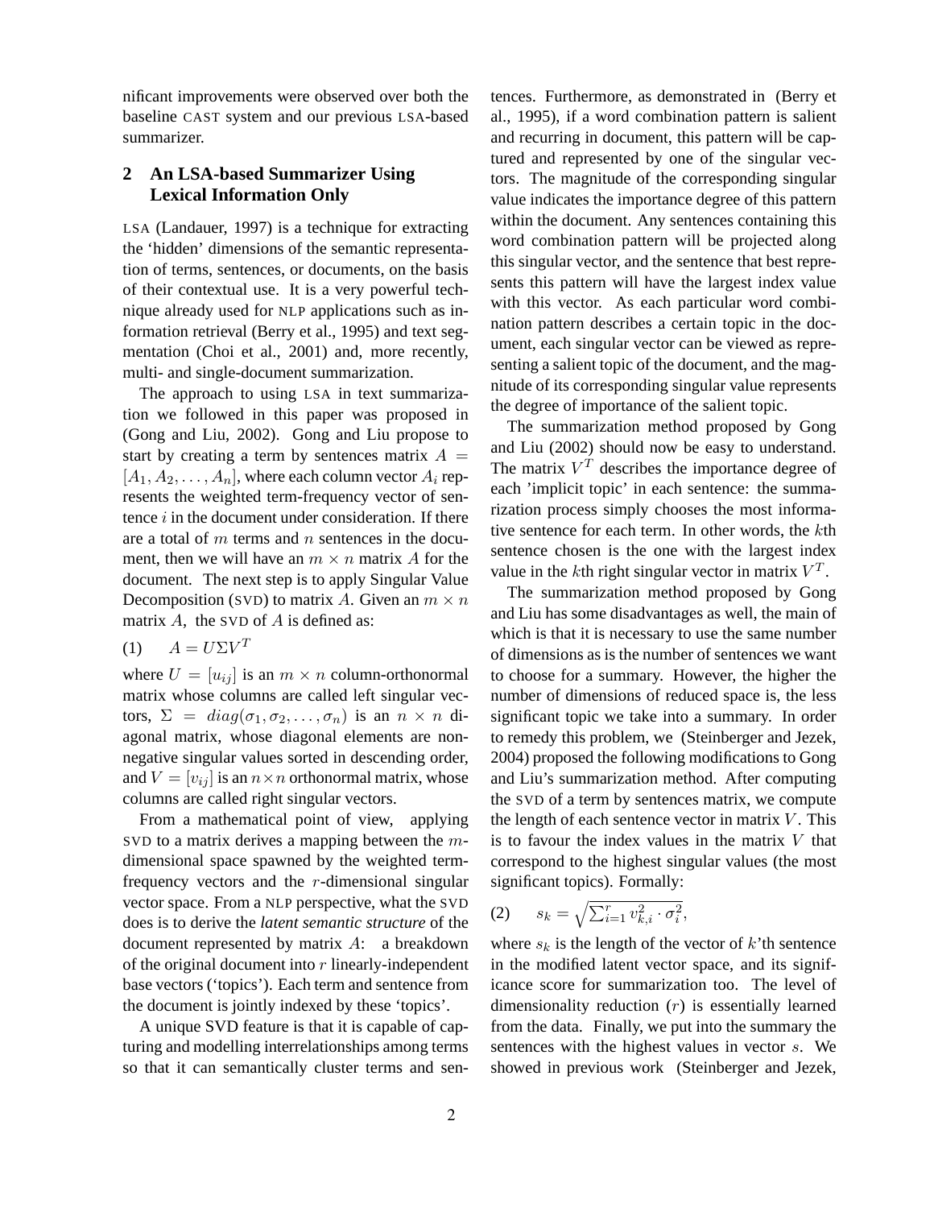nificant improvements were observed over both the baseline CAST system and our previous LSA-based summarizer.

## 2 An LSA-based Summarizer Using Lexical Information Only

LSA (Landauer, 1997) is a technique for extracting the 'hidden' dimensions of the semantic representation of terms, sentences, or documents, on the basis of their contextual use. It is a very powerful technique already used for NLP applications such as information retrieval (Berry et al., 1995) and text segmentation (Choi et al., 2001) and, more recently, multi- and single-document summarization.

The approach to using LSA in text summarization we followed in this paper was proposed in (Gong and Liu, 2002). Gong and Liu propose to start by creating a term by sentences matrix $A = [A_1, A_2, \ldots, A_n]$, where each column vector $A_i$ represents the weighted term-frequency vector of sentence $i$ in the document under consideration. If there are a total of $m$ terms and $n$ sentences in the document, then we will have an $m \times n$ matrix $A$ for the document. The next step is to apply Singular Value Decomposition (SVD) to matrix $A$. Given an $m \times n$ matrix $A$, the SVD of $A$ is defined as:

$$(1) \quad A = U \Sigma V^T$$

where $U = [u_{ij}]$ is an $m \times n$ column-orthonormal matrix whose columns are called left singular vectors, $\Sigma = diag(\sigma_1, \sigma_2, \ldots, \sigma_n)$ is an $n \times n$ diagonal matrix, whose diagonal elements are non-negative singular values sorted in descending order, and $V = [v_{ij}]$ is an $n \times n$ orthonormal matrix, whose columns are called right singular vectors.

From a mathematical point of view, applying SVD to a matrix derives a mapping between the $m$-dimensional space spawned by the weighted term-frequency vectors and the $r$-dimensional singular vector space. From a NLP perspective, what the SVD does is to derive the *latent semantic structure* of the document represented by matrix $A$: a breakdown of the original document into $r$ linearly-independent base vectors ('topics'). Each term and sentence from the document is jointly indexed by these 'topics'.

A unique SVD feature is that it is capable of capturing and modelling interrelationships among terms so that it can semantically cluster terms and sentences. Furthermore, as demonstrated in (Berry et al., 1995), if a word combination pattern is salient and recurring in document, this pattern will be captured and represented by one of the singular vectors. The magnitude of the corresponding singular value indicates the importance degree of this pattern within the document. Any sentences containing this word combination pattern will be projected along this singular vector, and the sentence that best represents this pattern will have the largest index value with this vector. As each particular word combination pattern describes a certain topic in the document, each singular vector can be viewed as representing a salient topic of the document, and the magnitude of its corresponding singular value represents the degree of importance of the salient topic.

The summarization method proposed by Gong and Liu (2002) should now be easy to understand. The matrix $V^T$ describes the importance degree of each 'implicit topic' in each sentence: the summarization process simply chooses the most informative sentence for each term. In other words, the $k$th sentence chosen is the one with the largest index value in the $k$th right singular vector in matrix $V^T$.

The summarization method proposed by Gong and Liu has some disadvantages as well, the main of which is that it is necessary to use the same number of dimensions as is the number of sentences we want to choose for a summary. However, the higher the number of dimensions of reduced space is, the less significant topic we take into a summary. In order to remedy this problem, we (Steinberger and Jezek, 2004) proposed the following modifications to Gong and Liu's summarization method. After computing the SVD of a term by sentences matrix, we compute the length of each sentence vector in matrix $V$. This is to favour the index values in the matrix $V$ that correspond to the highest singular values (the most significant topics). Formally:

$$(2) \quad s_k = \sqrt{\sum_{i=1}^{r} v_{k,i}^2 \cdot \sigma_i^2},$$

where $s_k$ is the length of the vector of $k$'th sentence in the modified latent vector space, and its significance score for summarization too. The level of dimensionality reduction ($r$) is essentially learned from the data. Finally, we put into the summary the sentences with the highest values in vector $s$. We showed in previous work (Steinberger and Jezek,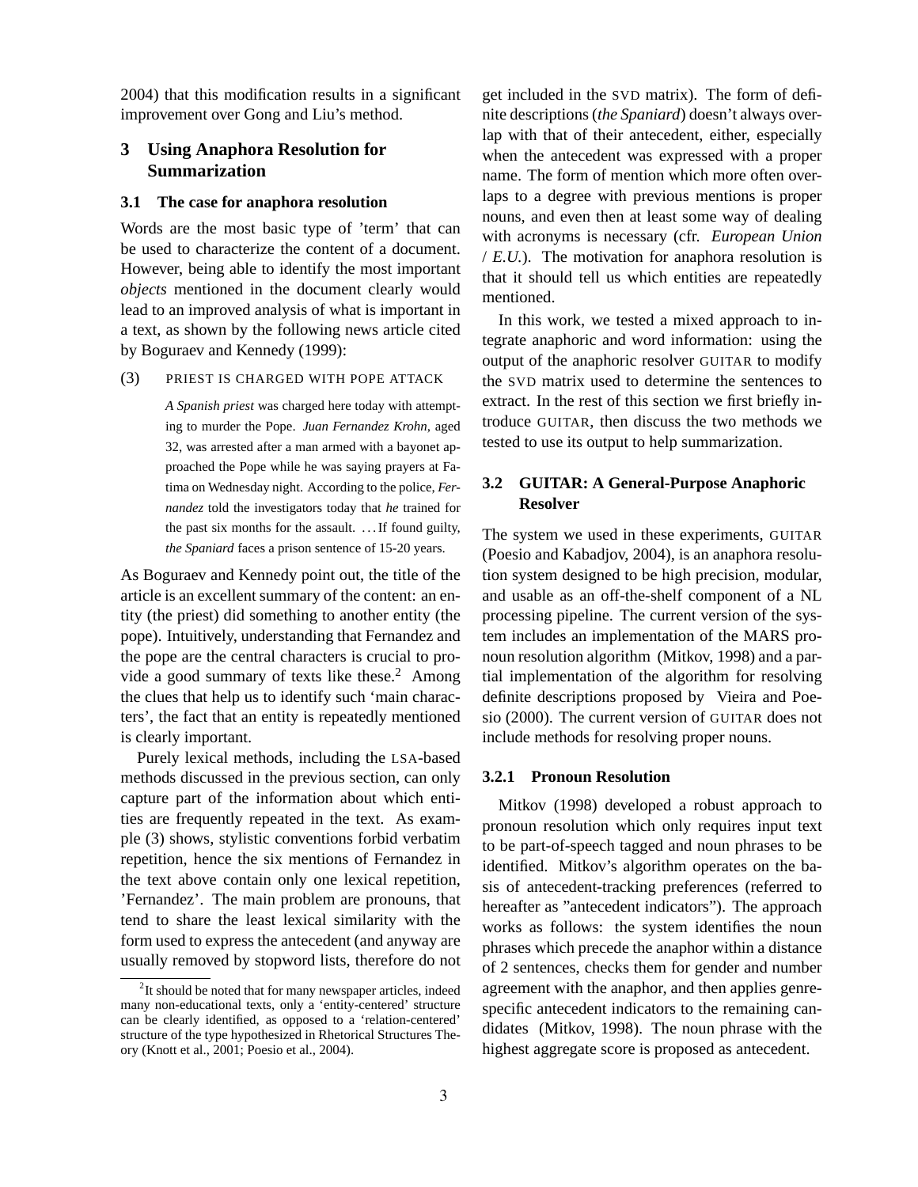2004) that this modification results in a significant improvement over Gong and Liu's method.

## 3 Using Anaphora Resolution for Summarization

### 3.1 The case for anaphora resolution

Words are the most basic type of 'term' that can be used to characterize the content of a document. However, being able to identify the most important *objects* mentioned in the document clearly would lead to an improved analysis of what is important in a text, as shown by the following news article cited by Boguraev and Kennedy (1999):

(3) PRIEST IS CHARGED WITH POPE ATTACK

> *A Spanish priest* was charged here today with attempting to murder the Pope. *Juan Fernandez Krohn*, aged 32, was arrested after a man armed with a bayonet approached the Pope while he was saying prayers at Fatima on Wednesday night. According to the police, *Fernandez* told the investigators today that *he* trained for the past six months for the assault. ...If found guilty, *the Spaniard* faces a prison sentence of 15-20 years.

As Boguraev and Kennedy point out, the title of the article is an excellent summary of the content: an entity (the priest) did something to another entity (the pope). Intuitively, understanding that Fernandez and the pope are the central characters is crucial to provide a good summary of texts like these.[2] Among the clues that help us to identify such 'main characters', the fact that an entity is repeatedly mentioned is clearly important.

Purely lexical methods, including the LSA-based methods discussed in the previous section, can only capture part of the information about which entities are frequently repeated in the text. As example (3) shows, stylistic conventions forbid verbatim repetition, hence the six mentions of Fernandez in the text above contain only one lexical repetition, 'Fernandez'. The main problem are pronouns, that tend to share the least lexical similarity with the form used to express the antecedent (and anyway are usually removed by stopword lists, therefore do not get included in the SVD matrix). The form of definite descriptions (*the Spaniard*) doesn't always overlap with that of their antecedent, either, especially when the antecedent was expressed with a proper name. The form of mention which more often overlaps to a degree with previous mentions is proper nouns, and even then at least some way of dealing with acronyms is necessary (cfr. *European Union* / *E.U.*). The motivation for anaphora resolution is that it should tell us which entities are repeatedly mentioned.

In this work, we tested a mixed approach to integrate anaphoric and word information: using the output of the anaphoric resolver GUITAR to modify the SVD matrix used to determine the sentences to extract. In the rest of this section we first briefly introduce GUITAR, then discuss the two methods we tested to use its output to help summarization.

[2] It should be noted that for many newspaper articles, indeed many non-educational texts, only a 'entity-centered' structure can be clearly identified, as opposed to a 'relation-centered' structure of the type hypothesized in Rhetorical Structures Theory (Knott et al., 2001; Poesio et al., 2004).

### 3.2 GUITAR: A General-Purpose Anaphoric Resolver

The system we used in these experiments, GUITAR (Poesio and Kabadjov, 2004), is an anaphora resolution system designed to be high precision, modular, and usable as an off-the-shelf component of a NL processing pipeline. The current version of the system includes an implementation of the MARS pronoun resolution algorithm (Mitkov, 1998) and a partial implementation of the algorithm for resolving definite descriptions proposed by Vieira and Poesio (2000). The current version of GUITAR does not include methods for resolving proper nouns.

#### 3.2.1 Pronoun Resolution

Mitkov (1998) developed a robust approach to pronoun resolution which only requires input text to be part-of-speech tagged and noun phrases to be identified. Mitkov's algorithm operates on the basis of antecedent-tracking preferences (referred to hereafter as "antecedent indicators"). The approach works as follows: the system identifies the noun phrases which precede the anaphor within a distance of 2 sentences, checks them for gender and number agreement with the anaphor, and then applies genre-specific antecedent indicators to the remaining candidates (Mitkov, 1998). The noun phrase with the highest aggregate score is proposed as antecedent.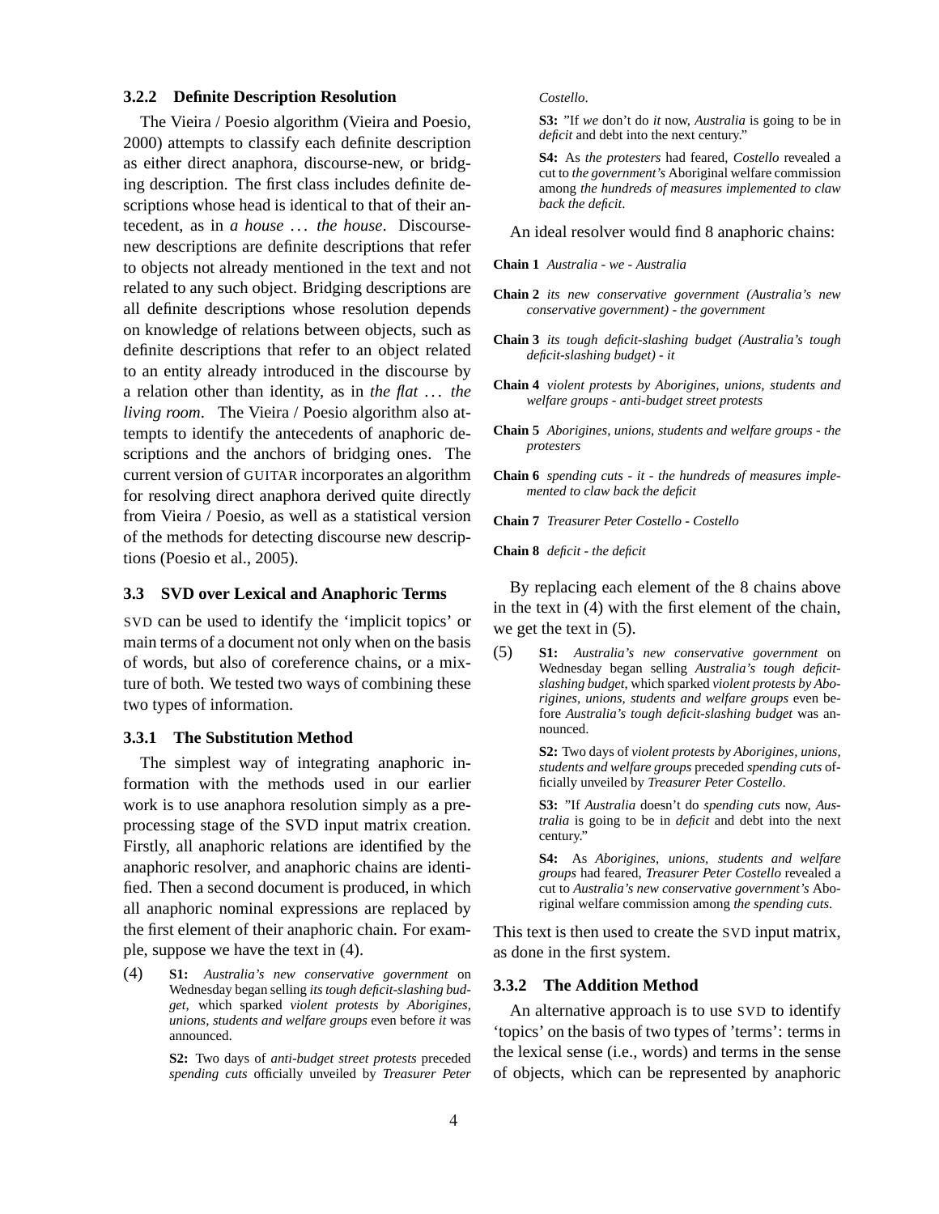#### 3.2.2 Definite Description Resolution

The Vieira / Poesio algorithm (Vieira and Poesio, 2000) attempts to classify each definite description as either direct anaphora, discourse-new, or bridging description. The first class includes definite descriptions whose head is identical to that of their antecedent, as in *a house* … *the house*. Discourse-new descriptions are definite descriptions that refer to objects not already mentioned in the text and not related to any such object. Bridging descriptions are all definite descriptions whose resolution depends on knowledge of relations between objects, such as definite descriptions that refer to an object related to an entity already introduced in the discourse by a relation other than identity, as in *the flat* … *the living room*. The Vieira / Poesio algorithm also attempts to identify the antecedents of anaphoric descriptions and the anchors of bridging ones. The current version of GUITAR incorporates an algorithm for resolving direct anaphora derived quite directly from Vieira / Poesio, as well as a statistical version of the methods for detecting discourse new descriptions (Poesio et al., 2005).

### 3.3 SVD over Lexical and Anaphoric Terms

SVD can be used to identify the 'implicit topics' or main terms of a document not only when on the basis of words, but also of coreference chains, or a mixture of both. We tested two ways of combining these two types of information.

#### 3.3.1 The Substitution Method

The simplest way of integrating anaphoric information with the methods used in our earlier work is to use anaphora resolution simply as a preprocessing stage of the SVD input matrix creation. Firstly, all anaphoric relations are identified by the anaphoric resolver, and anaphoric chains are identified. Then a second document is produced, in which all anaphoric nominal expressions are replaced by the first element of their anaphoric chain. For example, suppose we have the text in (4).

(4) **S1:** *Australia's new conservative government* on Wednesday began selling *its tough deficit-slashing budget*, which sparked *violent protests by Aborigines, unions, students and welfare groups* even before *it* was announced.

**S2:** Two days of *anti-budget street protests* preceded *spending cuts* officially unveiled by *Treasurer Peter Costello*.

**S3:** "If *we* don't do *it* now, *Australia* is going to be in *deficit* and debt into the next century."

**S4:** As *the protesters* had feared, *Costello* revealed a cut to *the government's* Aboriginal welfare commission among *the hundreds of measures implemented to claw back the deficit*.

An ideal resolver would find 8 anaphoric chains:

**Chain 1** *Australia - we - Australia*

**Chain 2** *its new conservative government (Australia's new conservative government) - the government*

**Chain 3** *its tough deficit-slashing budget (Australia's tough deficit-slashing budget) - it*

**Chain 4** *violent protests by Aborigines, unions, students and welfare groups - anti-budget street protests*

**Chain 5** *Aborigines, unions, students and welfare groups - the protesters*

**Chain 6** *spending cuts - it - the hundreds of measures implemented to claw back the deficit*

**Chain 7** *Treasurer Peter Costello - Costello*

**Chain 8** *deficit - the deficit*

By replacing each element of the 8 chains above in the text in (4) with the first element of the chain, we get the text in (5).

(5) **S1:** *Australia's new conservative government* on Wednesday began selling *Australia's tough deficit-slashing budget*, which sparked *violent protests by Aborigines, unions, students and welfare groups* even before *Australia's tough deficit-slashing budget* was announced.

**S2:** Two days of *violent protests by Aborigines, unions, students and welfare groups* preceded *spending cuts* officially unveiled by *Treasurer Peter Costello*.

**S3:** "If *Australia* doesn't do *spending cuts* now, *Australia* is going to be in *deficit* and debt into the next century."

**S4:** As *Aborigines, unions, students and welfare groups* had feared, *Treasurer Peter Costello* revealed a cut to *Australia's new conservative government's* Aboriginal welfare commission among *the spending cuts*.

This text is then used to create the SVD input matrix, as done in the first system.

#### 3.3.2 The Addition Method

An alternative approach is to use SVD to identify 'topics' on the basis of two types of 'terms': terms in the lexical sense (i.e., words) and terms in the sense of objects, which can be represented by anaphoric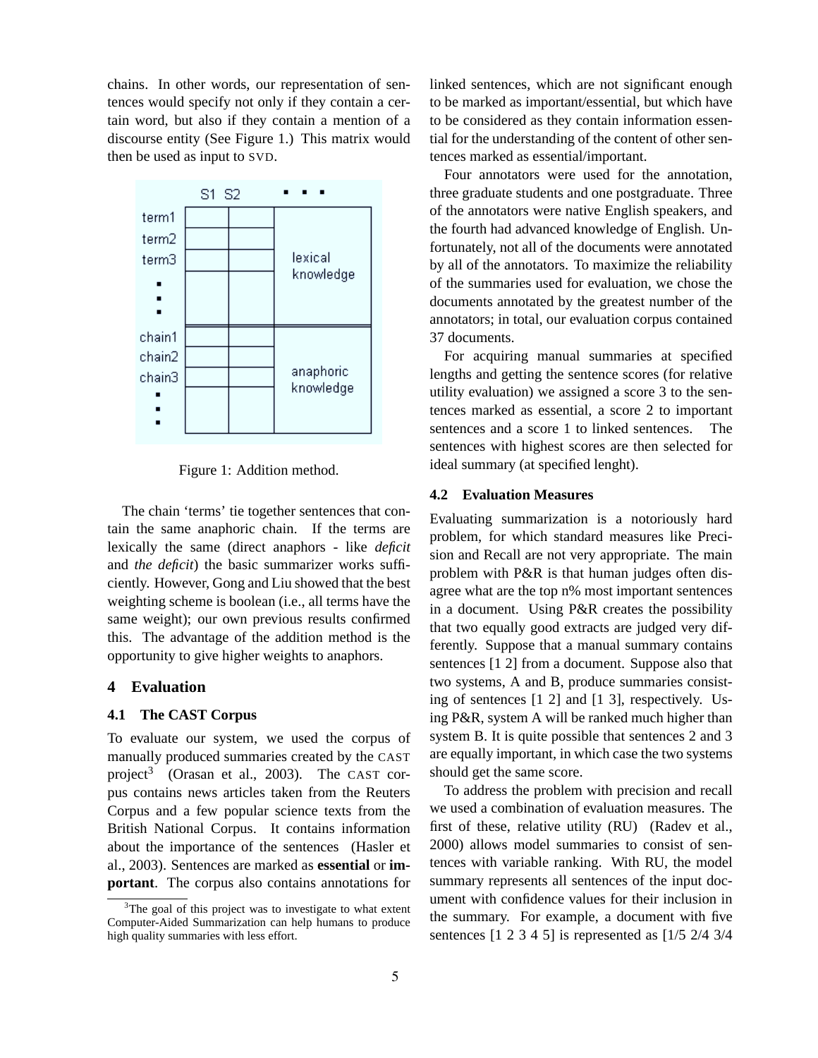chains. In other words, our representation of sentences would specify not only if they contain a certain word, but also if they contain a mention of a discourse entity (See Figure 1.) This matrix would then be used as input to SVD.

S1 S2 ...
term1
term2
term3
...
lexical knowledge
chain1
chain2
chain3
...
anaphoric knowledge

Figure 1: Addition method.

The chain 'terms' tie together sentences that contain the same anaphoric chain. If the terms are lexically the same (direct anaphors - like *deficit* and *the deficit*) the basic summarizer works sufficiently. However, Gong and Liu showed that the best weighting scheme is boolean (i.e., all terms have the same weight); our own previous results confirmed this. The advantage of the addition method is the opportunity to give higher weights to anaphors.

## 4 Evaluation

### 4.1 The CAST Corpus

To evaluate our system, we used the corpus of manually produced summaries created by the CAST project[3] (Orasan et al., 2003). The CAST corpus contains news articles taken from the Reuters Corpus and a few popular science texts from the British National Corpus. It contains information about the importance of the sentences (Hasler et al., 2003). Sentences are marked as **essential** or **important**. The corpus also contains annotations for linked sentences, which are not significant enough to be marked as important/essential, but which have to be considered as they contain information essential for the understanding of the content of other sentences marked as essential/important.

Four annotators were used for the annotation, three graduate students and one postgraduate. Three of the annotators were native English speakers, and the fourth had advanced knowledge of English. Unfortunately, not all of the documents were annotated by all of the annotators. To maximize the reliability of the summaries used for evaluation, we chose the documents annotated by the greatest number of the annotators; in total, our evaluation corpus contained 37 documents.

For acquiring manual summaries at specified lengths and getting the sentence scores (for relative utility evaluation) we assigned a score 3 to the sentences marked as essential, a score 2 to important sentences and a score 1 to linked sentences. The sentences with highest scores are then selected for ideal summary (at specified lenght).

[3]The goal of this project was to investigate to what extent Computer-Aided Summarization can help humans to produce high quality summaries with less effort.

### 4.2 Evaluation Measures

Evaluating summarization is a notoriously hard problem, for which standard measures like Precision and Recall are not very appropriate. The main problem with P&R is that human judges often disagree what are the top n% most important sentences in a document. Using P&R creates the possibility that two equally good extracts are judged very differently. Suppose that a manual summary contains sentences [1 2] from a document. Suppose also that two systems, A and B, produce summaries consisting of sentences [1 2] and [1 3], respectively. Using P&R, system A will be ranked much higher than system B. It is quite possible that sentences 2 and 3 are equally important, in which case the two systems should get the same score.

To address the problem with precision and recall we used a combination of evaluation measures. The first of these, relative utility (RU) (Radev et al., 2000) allows model summaries to consist of sentences with variable ranking. With RU, the model summary represents all sentences of the input document with confidence values for their inclusion in the summary. For example, a document with five sentences [1 2 3 4 5] is represented as [1/5 2/4 3/4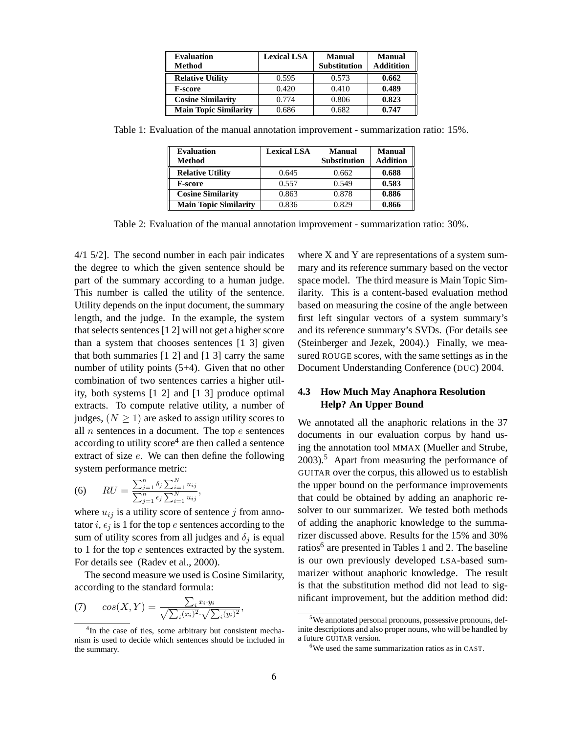| Evaluation Method | Lexical LSA | Manual Substitution | Manual Additition |
|---|---|---|---|
| **Relative Utility** | 0.595 | 0.573 | **0.662** |
| **F-score** | 0.420 | 0.410 | **0.489** |
| **Cosine Similarity** | 0.774 | 0.806 | **0.823** |
| **Main Topic Similarity** | 0.686 | 0.682 | **0.747** |

Table 1: Evaluation of the manual annotation improvement - summarization ratio: 15%.

| Evaluation Method | Lexical LSA | Manual Substitution | Manual Addition |
|---|---|---|---|
| **Relative Utility** | 0.645 | 0.662 | **0.688** |
| **F-score** | 0.557 | 0.549 | **0.583** |
| **Cosine Similarity** | 0.863 | 0.878 | **0.886** |
| **Main Topic Similarity** | 0.836 | 0.829 | **0.866** |

Table 2: Evaluation of the manual annotation improvement - summarization ratio: 30%.

4/1 5/2]. The second number in each pair indicates the degree to which the given sentence should be part of the summary according to a human judge. This number is called the utility of the sentence. Utility depends on the input document, the summary length, and the judge. In the example, the system that selects sentences [1 2] will not get a higher score than a system that chooses sentences [1 3] given that both summaries [1 2] and [1 3] carry the same number of utility points (5+4). Given that no other combination of two sentences carries a higher utility, both systems [1 2] and [1 3] produce optimal extracts. To compute relative utility, a number of judges, $(N \geq 1)$ are asked to assign utility scores to all $n$ sentences in a document. The top $e$ sentences according to utility score[4] are then called a sentence extract of size $e$. We can then define the following system performance metric:

$$(6) \qquad RU = \frac{\sum_{j=1}^{n} \delta_j \sum_{i=1}^{N} u_{ij}}{\sum_{j=1}^{n} \epsilon_j \sum_{i=1}^{N} u_{ij}},$$

where $u_{ij}$ is a utility score of sentence $j$ from annotator $i$, $\epsilon_j$ is 1 for the top $e$ sentences according to the sum of utility scores from all judges and $\delta_j$ is equal to 1 for the top $e$ sentences extracted by the system. For details see (Radev et al., 2000).

The second measure we used is Cosine Similarity, according to the standard formula:

$$(7) \qquad cos(X,Y) = \frac{\sum_i x_i \cdot y_i}{\sqrt{\sum_i (x_i)^2} \cdot \sqrt{\sum_i (y_i)^2}},$$

where X and Y are representations of a system summary and its reference summary based on the vector space model. The third measure is Main Topic Similarity. This is a content-based evaluation method based on measuring the cosine of the angle between first left singular vectors of a system summary's and its reference summary's SVDs. (For details see (Steinberger and Jezek, 2004).) Finally, we measured ROUGE scores, with the same settings as in the Document Understanding Conference (DUC) 2004.

### 4.3 How Much May Anaphora Resolution Help? An Upper Bound

We annotated all the anaphoric relations in the 37 documents in our evaluation corpus by hand using the annotation tool MMAX (Mueller and Strube, 2003).[5] Apart from measuring the performance of GUITAR over the corpus, this allowed us to establish the upper bound on the performance improvements that could be obtained by adding an anaphoric resolver to our summarizer. We tested both methods of adding the anaphoric knowledge to the summarizer discussed above. Results for the 15% and 30% ratios[6] are presented in Tables 1 and 2. The baseline is our own previously developed LSA-based summarizer without anaphoric knowledge. The result is that the substitution method did not lead to significant improvement, but the addition method did:

[4] In the case of ties, some arbitrary but consistent mechanism is used to decide which sentences should be included in the summary.

[5] We annotated personal pronouns, possessive pronouns, definite descriptions and also proper nouns, who will be handled by a future GUITAR version.

[6] We used the same summarization ratios as in CAST.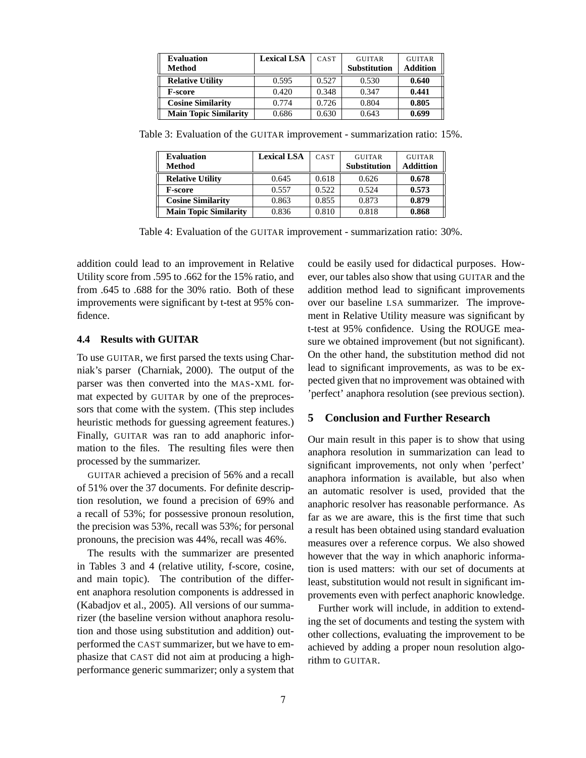| Evaluation Method | Lexical LSA | CAST | GUITAR Substitution | GUITAR Addition |
|---|---|---|---|---|
| **Relative Utility** | 0.595 | 0.527 | 0.530 | **0.640** |
| **F-score** | 0.420 | 0.348 | 0.347 | **0.441** |
| **Cosine Similarity** | 0.774 | 0.726 | 0.804 | **0.805** |
| **Main Topic Similarity** | 0.686 | 0.630 | 0.643 | **0.699** |

Table 3: Evaluation of the GUITAR improvement - summarization ratio: 15%.

| Evaluation Method | Lexical LSA | CAST | GUITAR Substitution | GUITAR Addittion |
|---|---|---|---|---|
| **Relative Utility** | 0.645 | 0.618 | 0.626 | **0.678** |
| **F-score** | 0.557 | 0.522 | 0.524 | **0.573** |
| **Cosine Similarity** | 0.863 | 0.855 | 0.873 | **0.879** |
| **Main Topic Similarity** | 0.836 | 0.810 | 0.818 | **0.868** |

Table 4: Evaluation of the GUITAR improvement - summarization ratio: 30%.

addition could lead to an improvement in Relative Utility score from .595 to .662 for the 15% ratio, and from .645 to .688 for the 30% ratio. Both of these improvements were significant by t-test at 95% confidence.

### 4.4 Results with GUITAR

To use GUITAR, we first parsed the texts using Charniak's parser (Charniak, 2000). The output of the parser was then converted into the MAS-XML format expected by GUITAR by one of the preprocessors that come with the system. (This step includes heuristic methods for guessing agreement features.) Finally, GUITAR was ran to add anaphoric information to the files. The resulting files were then processed by the summarizer.

GUITAR achieved a precision of 56% and a recall of 51% over the 37 documents. For definite description resolution, we found a precision of 69% and a recall of 53%; for possessive pronoun resolution, the precision was 53%, recall was 53%; for personal pronouns, the precision was 44%, recall was 46%.

The results with the summarizer are presented in Tables 3 and 4 (relative utility, f-score, cosine, and main topic). The contribution of the different anaphora resolution components is addressed in (Kabadjov et al., 2005). All versions of our summarizer (the baseline version without anaphora resolution and those using substitution and addition) outperformed the CAST summarizer, but we have to emphasize that CAST did not aim at producing a high-performance generic summarizer; only a system that could be easily used for didactical purposes. However, our tables also show that using GUITAR and the addition method lead to significant improvements over our baseline LSA summarizer. The improvement in Relative Utility measure was significant by t-test at 95% confidence. Using the ROUGE measure we obtained improvement (but not significant). On the other hand, the substitution method did not lead to significant improvements, as was to be expected given that no improvement was obtained with 'perfect' anaphora resolution (see previous section).

## 5 Conclusion and Further Research

Our main result in this paper is to show that using anaphora resolution in summarization can lead to significant improvements, not only when 'perfect' anaphora information is available, but also when an automatic resolver is used, provided that the anaphoric resolver has reasonable performance. As far as we are aware, this is the first time that such a result has been obtained using standard evaluation measures over a reference corpus. We also showed however that the way in which anaphoric information is used matters: with our set of documents at least, substitution would not result in significant improvements even with perfect anaphoric knowledge.

Further work will include, in addition to extending the set of documents and testing the system with other collections, evaluating the improvement to be achieved by adding a proper noun resolution algorithm to GUITAR.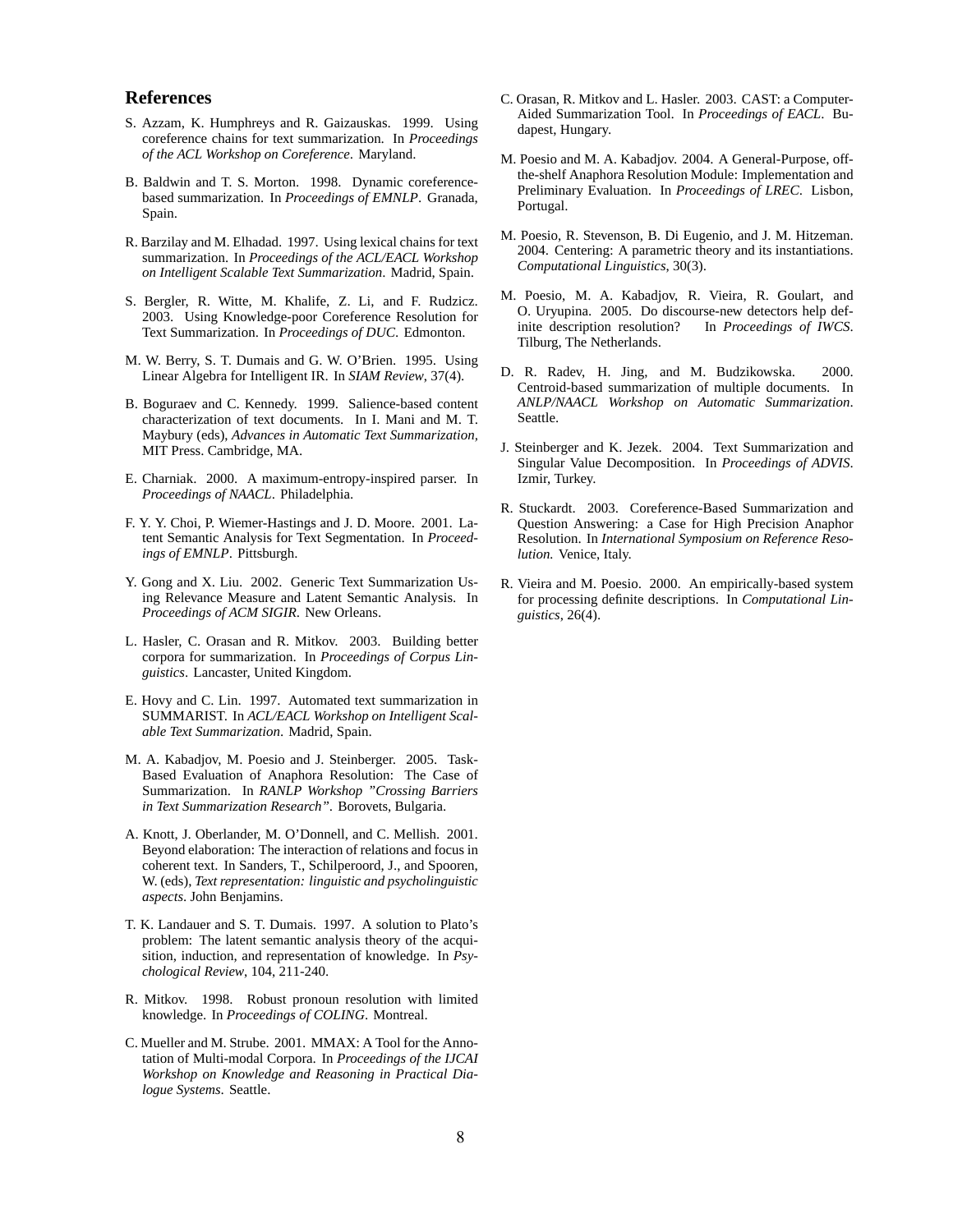## References

S. Azzam, K. Humphreys and R. Gaizauskas. 1999. Using coreference chains for text summarization. In *Proceedings of the ACL Workshop on Coreference*. Maryland.

B. Baldwin and T. S. Morton. 1998. Dynamic coreference-based summarization. In *Proceedings of EMNLP*. Granada, Spain.

R. Barzilay and M. Elhadad. 1997. Using lexical chains for text summarization. In *Proceedings of the ACL/EACL Workshop on Intelligent Scalable Text Summarization*. Madrid, Spain.

S. Bergler, R. Witte, M. Khalife, Z. Li, and F. Rudzicz. 2003. Using Knowledge-poor Coreference Resolution for Text Summarization. In *Proceedings of DUC*. Edmonton.

M. W. Berry, S. T. Dumais and G. W. O'Brien. 1995. Using Linear Algebra for Intelligent IR. In *SIAM Review*, 37(4).

B. Boguraev and C. Kennedy. 1999. Salience-based content characterization of text documents. In I. Mani and M. T. Maybury (eds), *Advances in Automatic Text Summarization*, MIT Press. Cambridge, MA.

E. Charniak. 2000. A maximum-entropy-inspired parser. In *Proceedings of NAACL*. Philadelphia.

F. Y. Y. Choi, P. Wiemer-Hastings and J. D. Moore. 2001. Latent Semantic Analysis for Text Segmentation. In *Proceedings of EMNLP*. Pittsburgh.

Y. Gong and X. Liu. 2002. Generic Text Summarization Using Relevance Measure and Latent Semantic Analysis. In *Proceedings of ACM SIGIR*. New Orleans.

L. Hasler, C. Orasan and R. Mitkov. 2003. Building better corpora for summarization. In *Proceedings of Corpus Linguistics*. Lancaster, United Kingdom.

E. Hovy and C. Lin. 1997. Automated text summarization in SUMMARIST. In *ACL/EACL Workshop on Intelligent Scalable Text Summarization*. Madrid, Spain.

M. A. Kabadjov, M. Poesio and J. Steinberger. 2005. Task-Based Evaluation of Anaphora Resolution: The Case of Summarization. In *RANLP Workshop "Crossing Barriers in Text Summarization Research"*. Borovets, Bulgaria.

A. Knott, J. Oberlander, M. O'Donnell, and C. Mellish. 2001. Beyond elaboration: The interaction of relations and focus in coherent text. In Sanders, T., Schilperoord, J., and Spooren, W. (eds), *Text representation: linguistic and psycholinguistic aspects*. John Benjamins.

T. K. Landauer and S. T. Dumais. 1997. A solution to Plato's problem: The latent semantic analysis theory of the acquisition, induction, and representation of knowledge. In *Psychological Review*, 104, 211-240.

R. Mitkov. 1998. Robust pronoun resolution with limited knowledge. In *Proceedings of COLING*. Montreal.

C. Mueller and M. Strube. 2001. MMAX: A Tool for the Annotation of Multi-modal Corpora. In *Proceedings of the IJCAI Workshop on Knowledge and Reasoning in Practical Dialogue Systems*. Seattle.

C. Orasan, R. Mitkov and L. Hasler. 2003. CAST: a Computer-Aided Summarization Tool. In *Proceedings of EACL*. Budapest, Hungary.

M. Poesio and M. A. Kabadjov. 2004. A General-Purpose, off-the-shelf Anaphora Resolution Module: Implementation and Preliminary Evaluation. In *Proceedings of LREC*. Lisbon, Portugal.

M. Poesio, R. Stevenson, B. Di Eugenio, and J. M. Hitzeman. 2004. Centering: A parametric theory and its instantiations. *Computational Linguistics*, 30(3).

M. Poesio, M. A. Kabadjov, R. Vieira, R. Goulart, and O. Uryupina. 2005. Do discourse-new detectors help definite description resolution? In *Proceedings of IWCS*. Tilburg, The Netherlands.

D. R. Radev, H. Jing, and M. Budzikowska. 2000. Centroid-based summarization of multiple documents. In *ANLP/NAACL Workshop on Automatic Summarization*. Seattle.

J. Steinberger and K. Jezek. 2004. Text Summarization and Singular Value Decomposition. In *Proceedings of ADVIS*. Izmir, Turkey.

R. Stuckardt. 2003. Coreference-Based Summarization and Question Answering: a Case for High Precision Anaphor Resolution. In *International Symposium on Reference Resolution*. Venice, Italy.

R. Vieira and M. Poesio. 2000. An empirically-based system for processing definite descriptions. In *Computational Linguistics*, 26(4).